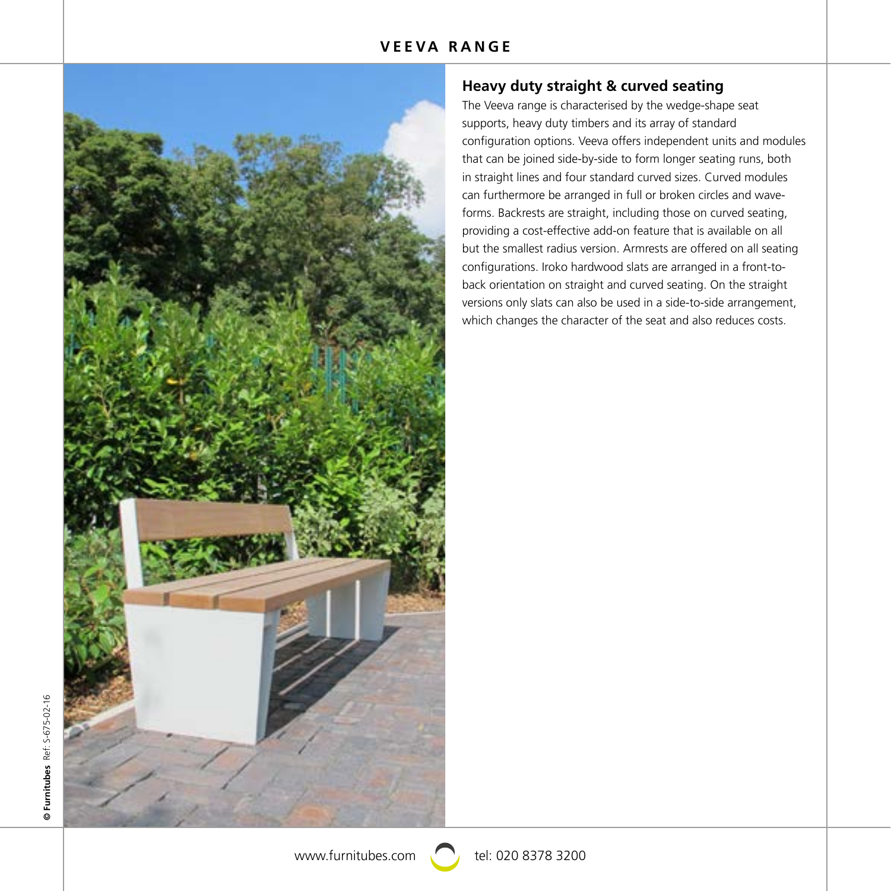# VEEVA RANGE

## Heavy duty straight & curved seating

The Veeva range is characterised by the wedge-shape seat supports, heavy duty timbers and its array of standard configuration options. Veeva offers independent units and modules that can be joined side-by-side to form longer seating runs, both in straight lines and four standard curved sizes. Curved modules can furthermore be arranged in full or broken circles and wave-forms. Backrests are straight, including those on curved seating, providing a cost-effective add-on feature that is available on all but the smallest radius version. Armrests are offered on all seating configurations. Iroko hardwood slats are arranged in a front-to-back orientation on straight and curved seating. On the straight versions only slats can also be used in a side-to-side arrangement, which changes the character of the seat and also reduces costs.

www.furnitubes.com tel: 020 8378 3200

**© Furnitubes** Ref: S-675-02-16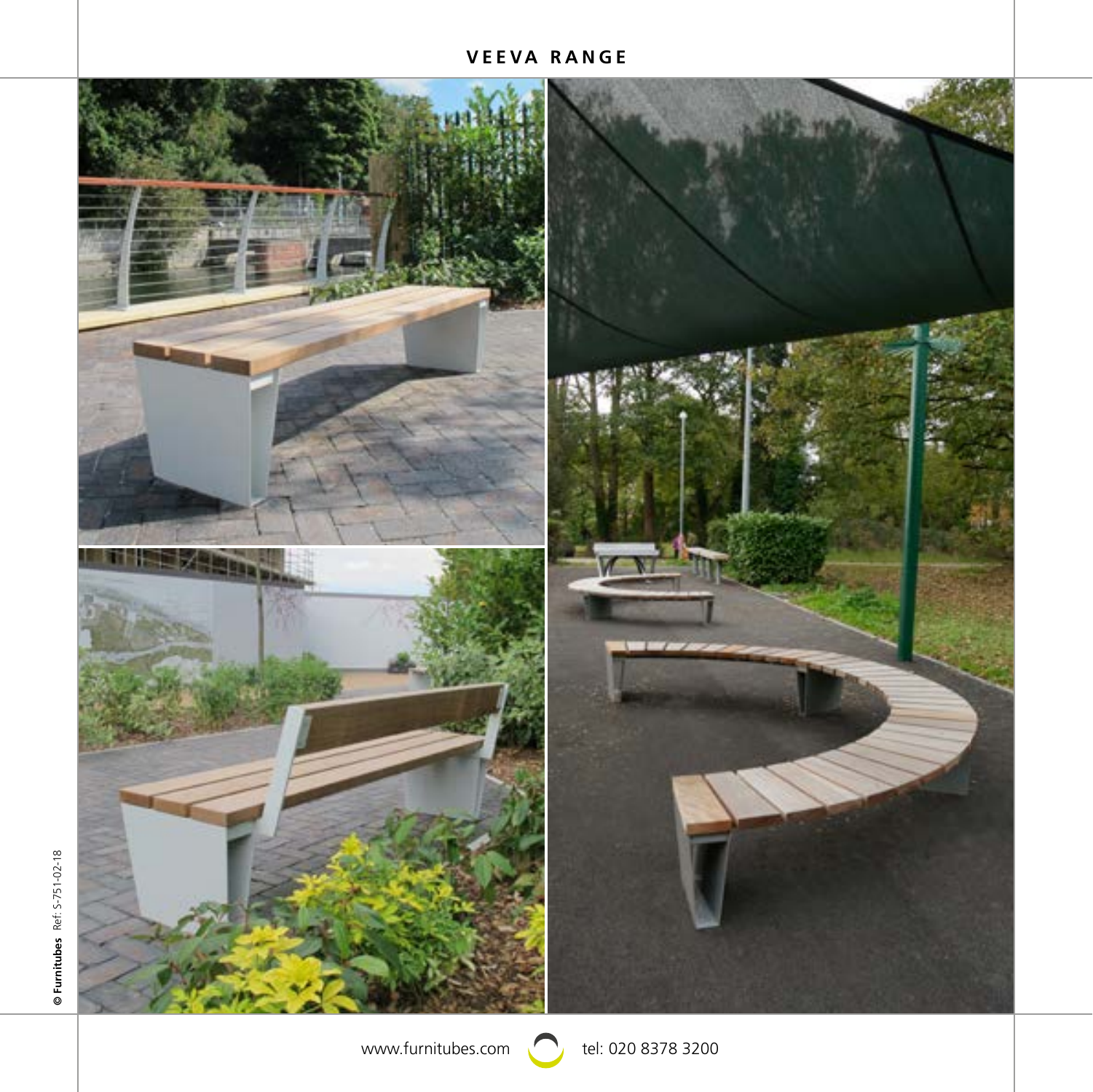# VEEVA RANGE

www.furnitubes.com tel: 020 8378 3200

© Furnitubes Ref: S-751-02-18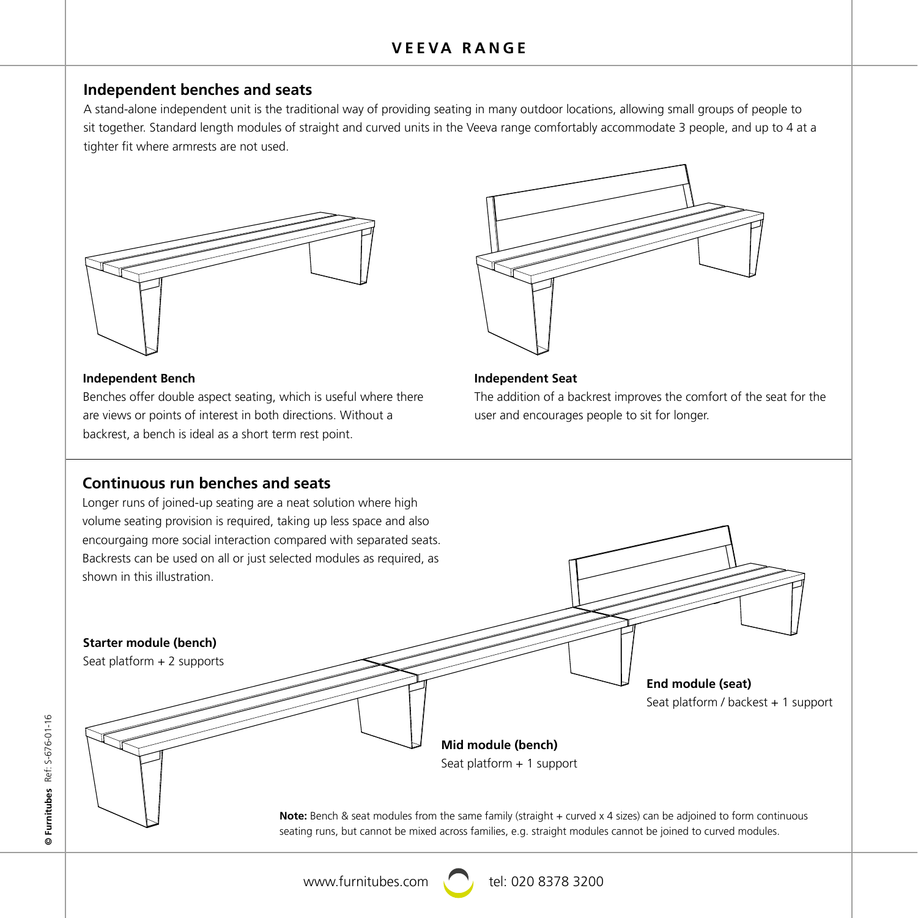# VEEVA RANGE

## Independent benches and seats

A stand-alone independent unit is the traditional way of providing seating in many outdoor locations, allowing small groups of people to sit together. Standard length modules of straight and curved units in the Veeva range comfortably accommodate 3 people, and up to 4 at a tighter fit where armrests are not used.

**Independent Bench**

Benches offer double aspect seating, which is useful where there are views or points of interest in both directions. Without a backrest, a bench is ideal as a short term rest point.

**Independent Seat**

The addition of a backrest improves the comfort of the seat for the user and encourages people to sit for longer.

## Continuous run benches and seats

Longer runs of joined-up seating are a neat solution where high volume seating provision is required, taking up less space and also encourgaing more social interaction compared with separated seats. Backrests can be used on all or just selected modules as required, as shown in this illustration.

**Starter module (bench)**
Seat platform + 2 supports

**End module (seat)**
Seat platform / backest + 1 support

**Mid module (bench)**
Seat platform + 1 support

**Note:** Bench & seat modules from the same family (straight + curved x 4 sizes) can be adjoined to form continuous seating runs, but cannot be mixed across families, e.g. straight modules cannot be joined to curved modules.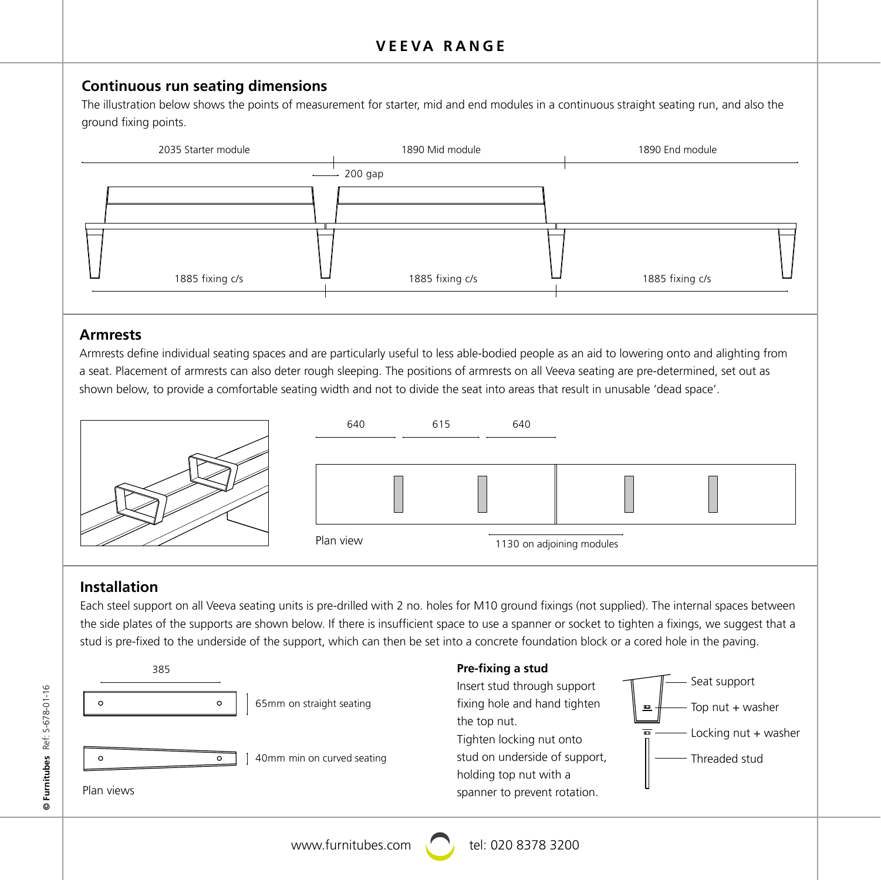## Continuous run seating dimensions

The illustration below shows the points of measurement for starter, mid and end modules in a continuous straight seating run, and also the ground fixing points.

2035 Starter module

1890 Mid module

1890 End module

200 gap

1885 fixing c/s

1885 fixing c/s

1885 fixing c/s

## Armrests

Armrests define individual seating spaces and are particularly useful to less able-bodied people as an aid to lowering onto and alighting from a seat. Placement of armrests can also deter rough sleeping. The positions of armrests on all Veeva seating are pre-determined, set out as shown below, to provide a comfortable seating width and not to divide the seat into areas that result in unusable 'dead space'.

640 615 640

Plan view

1130 on adjoining modules

## Installation

Each steel support on all Veeva seating units is pre-drilled with 2 no. holes for M10 ground fixings (not supplied). The internal spaces between the side plates of the supports are shown below. If there is insufficient space to use a spanner or socket to tighten a fixings, we suggest that a stud is pre-fixed to the underside of the support, which can then be set into a concrete foundation block or a cored hole in the paving.

385

65mm on straight seating

40mm min on curved seating

Plan views

**Pre-fixing a stud**

Insert stud through support fixing hole and hand tighten the top nut.

Tighten locking nut onto stud on underside of support, holding top nut with a spanner to prevent rotation.

Seat support

Top nut + washer

Locking nut + washer

Threaded stud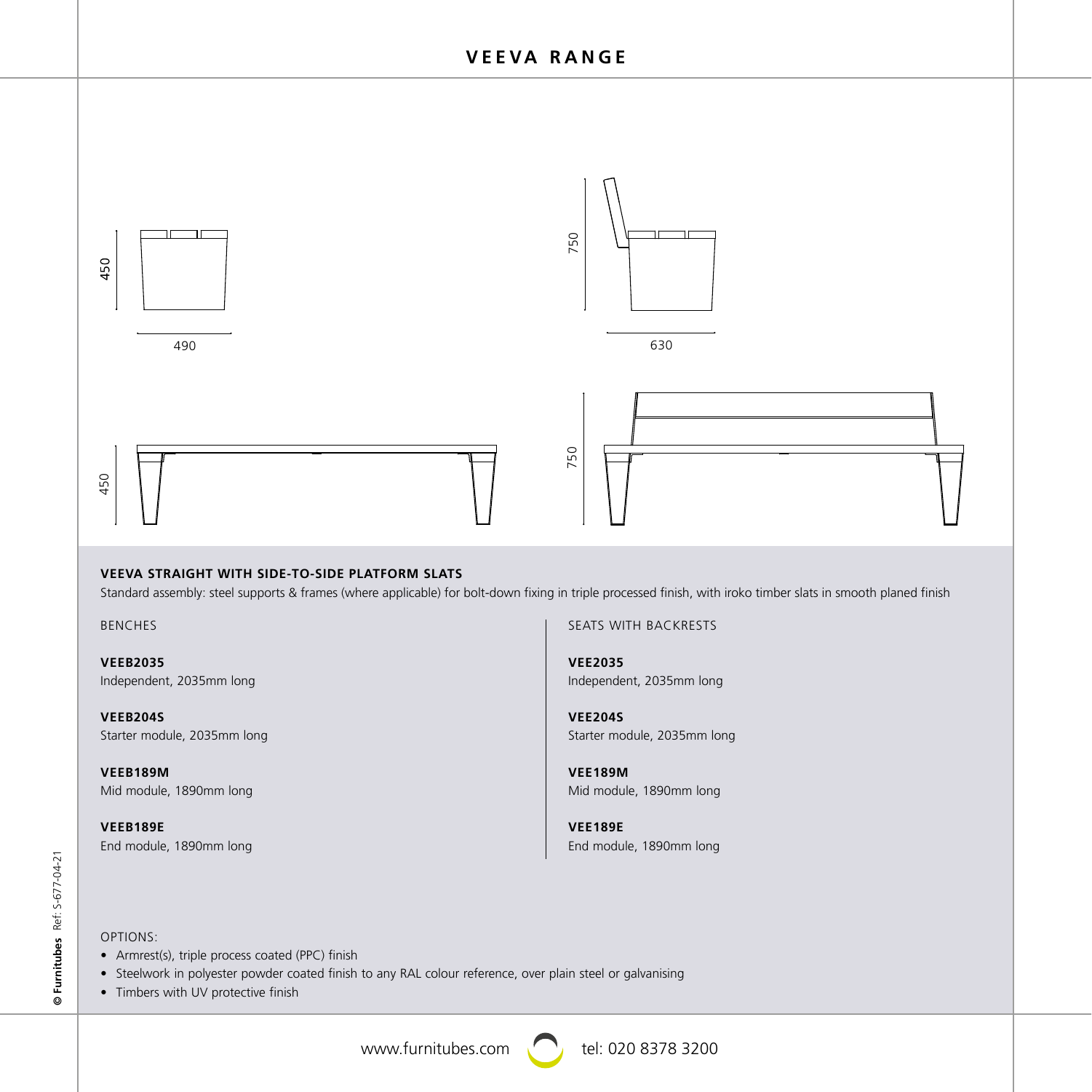# VEEVA RANGE

450

490

750

630

450

750

**VEEVA STRAIGHT WITH SIDE-TO-SIDE PLATFORM SLATS**

Standard assembly: steel supports & frames (where applicable) for bolt-down fixing in triple processed finish, with iroko timber slats in smooth planed finish

BENCHES

**VEEB2035**
Independent, 2035mm long

**VEEB204S**
Starter module, 2035mm long

**VEEB189M**
Mid module, 1890mm long

**VEEB189E**
End module, 1890mm long

SEATS WITH BACKRESTS

**VEE2035**
Independent, 2035mm long

**VEE204S**
Starter module, 2035mm long

**VEE189M**
Mid module, 1890mm long

**VEE189E**
End module, 1890mm long

OPTIONS:

- Armrest(s), triple process coated (PPC) finish
- Steelwork in polyester powder coated finish to any RAL colour reference, over plain steel or galvanising
- Timbers with UV protective finish

**© Furnitubes** Ref: S-677-04-21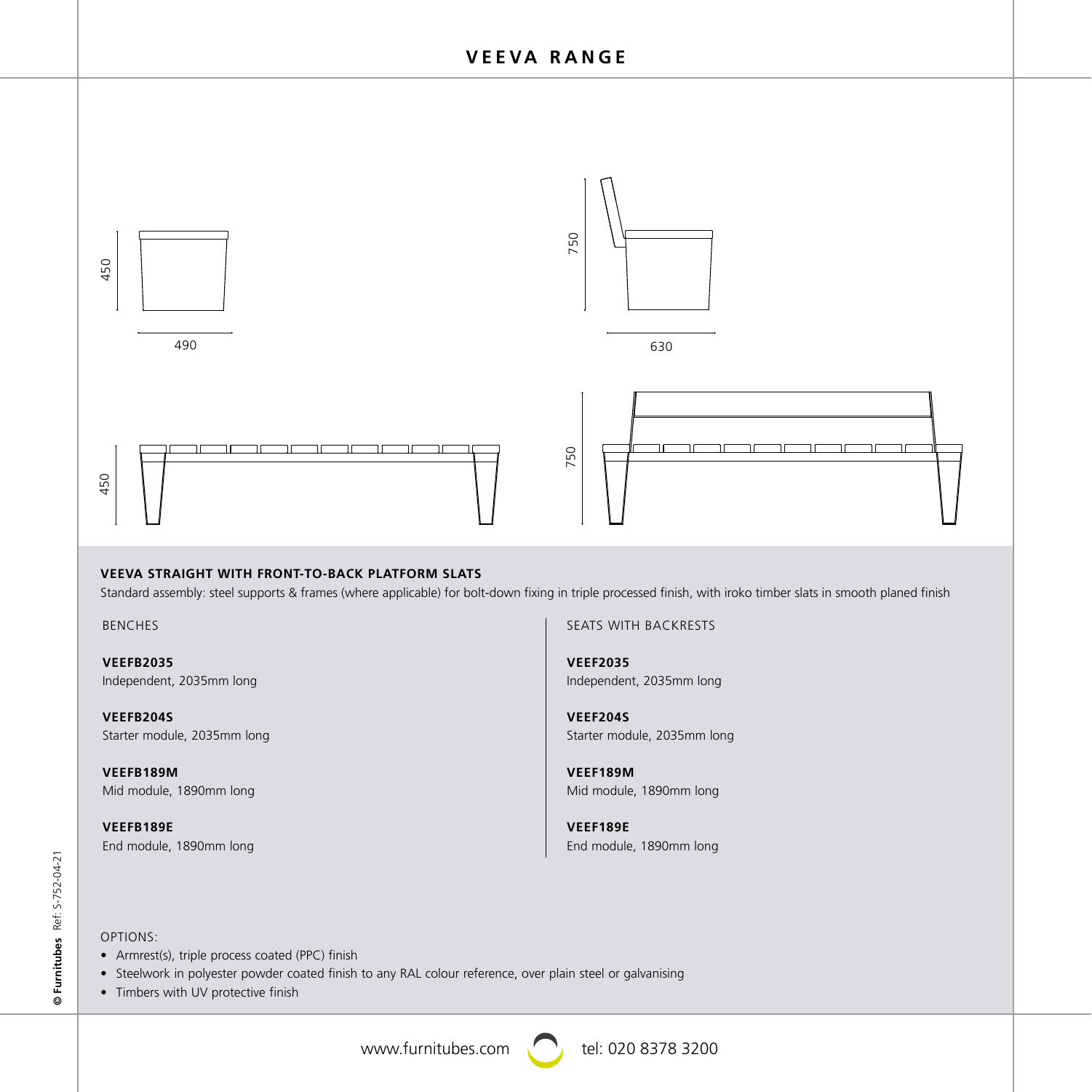# VEEVA RANGE

450

490

750

630

450

750

### VEEVA STRAIGHT WITH FRONT-TO-BACK PLATFORM SLATS

Standard assembly: steel supports & frames (where applicable) for bolt-down fixing in triple processed finish, with iroko timber slats in smooth planed finish

BENCHES

**VEEFB2035**
Independent, 2035mm long

**VEEFB204S**
Starter module, 2035mm long

**VEEFB189M**
Mid module, 1890mm long

**VEEFB189E**
End module, 1890mm long

SEATS WITH BACKRESTS

**VEEF2035**
Independent, 2035mm long

**VEEF204S**
Starter module, 2035mm long

**VEEF189M**
Mid module, 1890mm long

**VEEF189E**
End module, 1890mm long

OPTIONS:

- Armrest(s), triple process coated (PPC) finish
- Steelwork in polyester powder coated finish to any RAL colour reference, over plain steel or galvanising
- Timbers with UV protective finish

**© Furnitubes** Ref: S-752-04-21

www.furnitubes.com tel: 020 8378 3200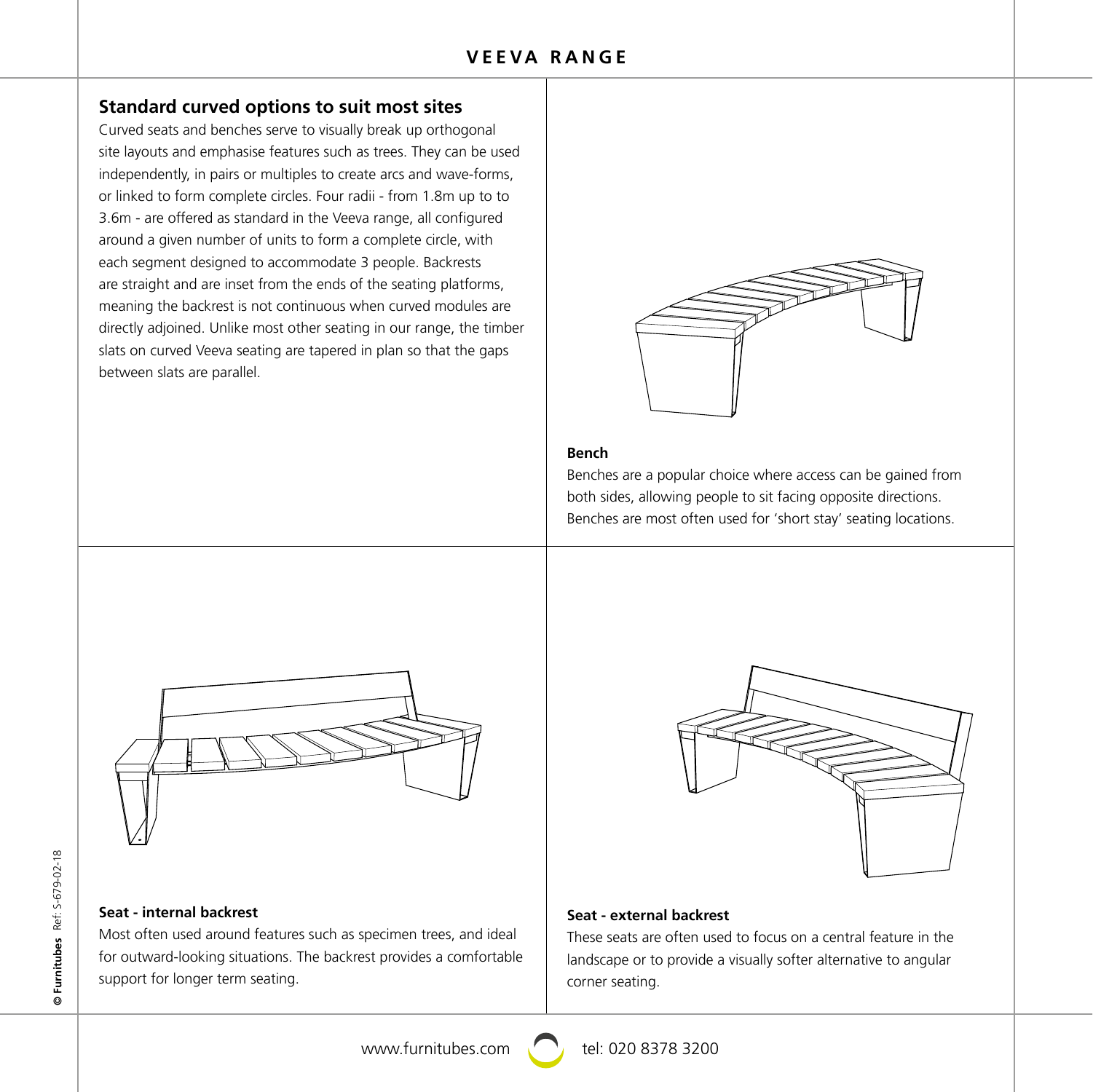## Standard curved options to suit most sites

Curved seats and benches serve to visually break up orthogonal site layouts and emphasise features such as trees. They can be used independently, in pairs or multiples to create arcs and wave-forms, or linked to form complete circles. Four radii - from 1.8m up to to 3.6m - are offered as standard in the Veeva range, all configured around a given number of units to form a complete circle, with each segment designed to accommodate 3 people. Backrests are straight and are inset from the ends of the seating platforms, meaning the backrest is not continuous when curved modules are directly adjoined. Unlike most other seating in our range, the timber slats on curved Veeva seating are tapered in plan so that the gaps between slats are parallel.

**Bench**

Benches are a popular choice where access can be gained from both sides, allowing people to sit facing opposite directions. Benches are most often used for 'short stay' seating locations.

**Seat - internal backrest**

Most often used around features such as specimen trees, and ideal for outward-looking situations. The backrest provides a comfortable support for longer term seating.

**Seat - external backrest**

These seats are often used to focus on a central feature in the landscape or to provide a visually softer alternative to angular corner seating.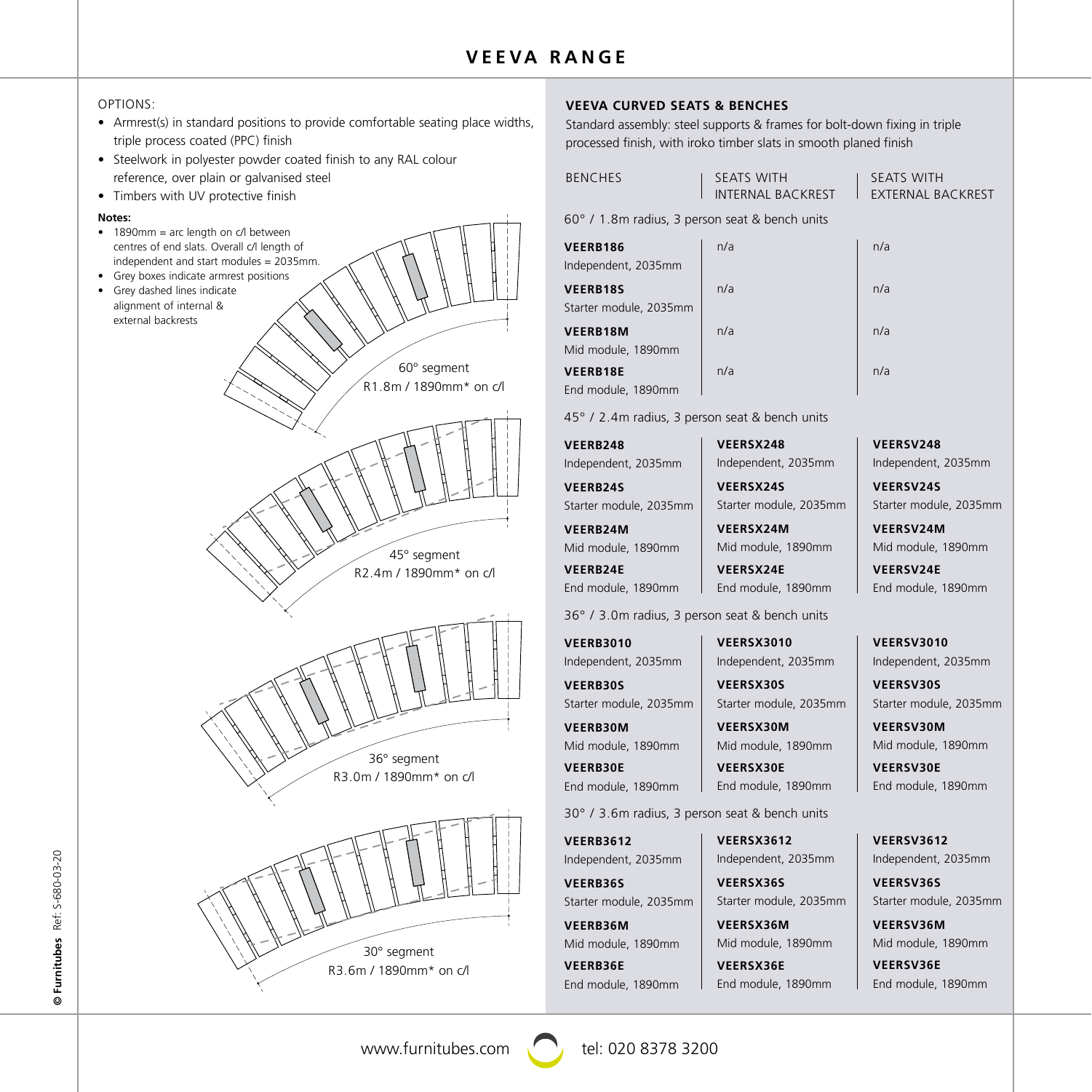# VEEVA RANGE

OPTIONS:

- Armrest(s) in standard positions to provide comfortable seating place widths, triple process coated (PPC) finish
- Steelwork in polyester powder coated finish to any RAL colour reference, over plain or galvanised steel
- Timbers with UV protective finish

**Notes:**

- 1890mm = arc length on c/l between centres of end slats. Overall c/l length of independent and start modules = 2035mm.
- Grey boxes indicate armrest positions
- Grey dashed lines indicate alignment of internal & external backrests

60° segment
R1.8m / 1890mm* on c/l

45° segment
R2.4m / 1890mm* on c/l

36° segment
R3.0m / 1890mm* on c/l

30° segment
R3.6m / 1890mm* on c/l

## VEEVA CURVED SEATS & BENCHES

Standard assembly: steel supports & frames for bolt-down fixing in triple processed finish, with iroko timber slats in smooth planed finish

| BENCHES | SEATS WITH INTERNAL BACKREST | SEATS WITH EXTERNAL BACKREST |
|---|---|---|
| **60° / 1.8m radius, 3 person seat & bench units** | | |
| **VEERB186** Independent, 2035mm | n/a | n/a |
| **VEERB18S** Starter module, 2035mm | n/a | n/a |
| **VEERB18M** Mid module, 1890mm | n/a | n/a |
| **VEERB18E** End module, 1890mm | n/a | n/a |
| **45° / 2.4m radius, 3 person seat & bench units** | | |
| **VEERB248** Independent, 2035mm | **VEERSX248** Independent, 2035mm | **VEERSV248** Independent, 2035mm |
| **VEERB24S** Starter module, 2035mm | **VEERSX24S** Starter module, 2035mm | **VEERSV24S** Starter module, 2035mm |
| **VEERB24M** Mid module, 1890mm | **VEERSX24M** Mid module, 1890mm | **VEERSV24M** Mid module, 1890mm |
| **VEERB24E** End module, 1890mm | **VEERSX24E** End module, 1890mm | **VEERSV24E** End module, 1890mm |
| **36° / 3.0m radius, 3 person seat & bench units** | | |
| **VEERB3010** Independent, 2035mm | **VEERSX3010** Independent, 2035mm | **VEERSV3010** Independent, 2035mm |
| **VEERB30S** Starter module, 2035mm | **VEERSX30S** Starter module, 2035mm | **VEERSV30S** Starter module, 2035mm |
| **VEERB30M** Mid module, 1890mm | **VEERSX30M** Mid module, 1890mm | **VEERSV30M** Mid module, 1890mm |
| **VEERB30E** End module, 1890mm | **VEERSX30E** End module, 1890mm | **VEERSV30E** End module, 1890mm |
| **30° / 3.6m radius, 3 person seat & bench units** | | |
| **VEERB3612** Independent, 2035mm | **VEERSX3612** Independent, 2035mm | **VEERSV3612** Independent, 2035mm |
| **VEERB36S** Starter module, 2035mm | **VEERSX36S** Starter module, 2035mm | **VEERSV36S** Starter module, 2035mm |
| **VEERB36M** Mid module, 1890mm | **VEERSX36M** Mid module, 1890mm | **VEERSV36M** Mid module, 1890mm |
| **VEERB36E** End module, 1890mm | **VEERSX36E** End module, 1890mm | **VEERSV36E** End module, 1890mm |

© Furnitubes Ref: S-680-03-20

www.furnitubes.com tel: 020 8378 3200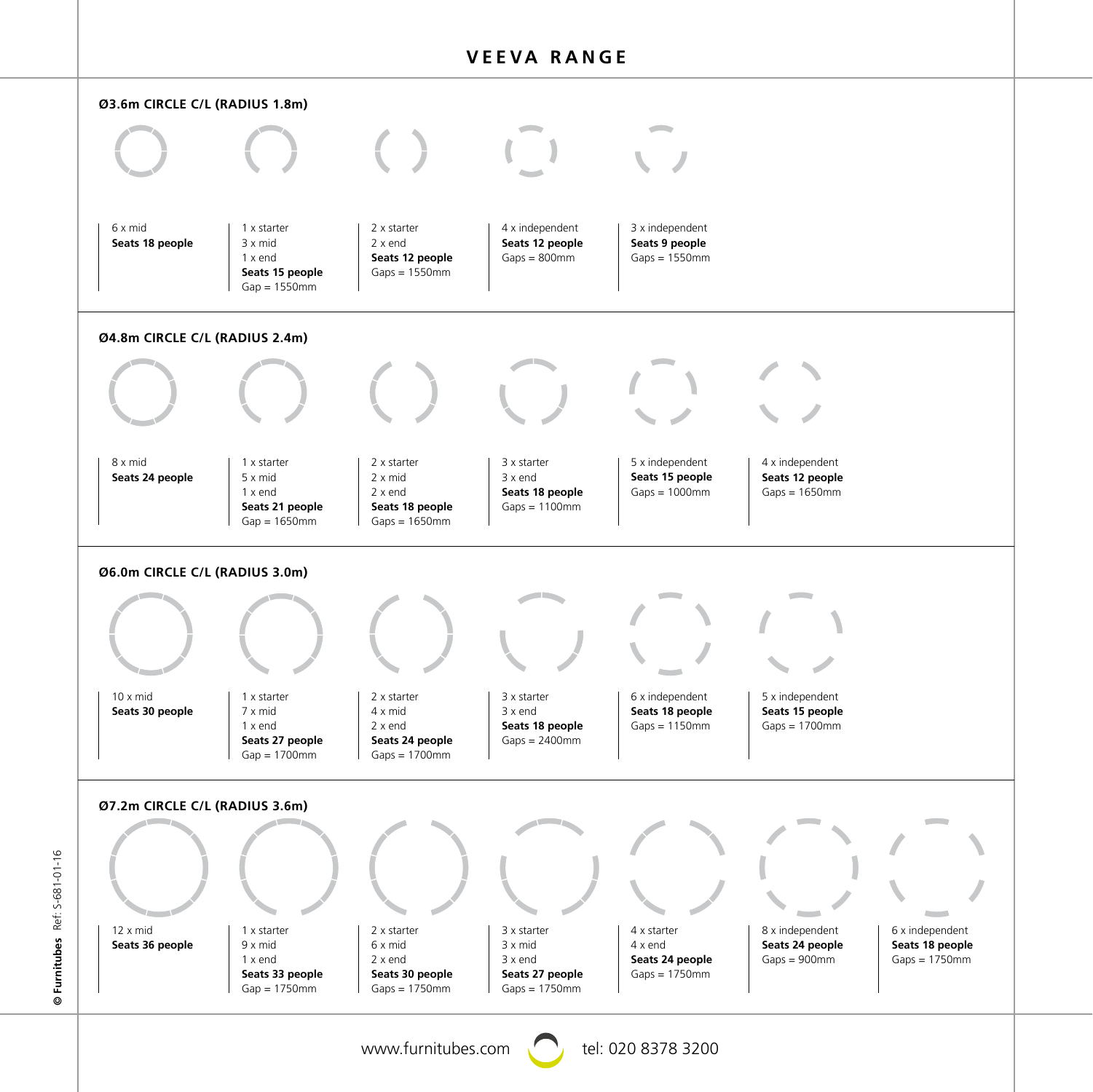# VEEVA RANGE

## Ø3.6m CIRCLE C/L (RADIUS 1.8m)

| | | | | |
|---|---|---|---|---|
| 6 x mid<br>**Seats 18 people** | 1 x starter<br>3 x mid<br>1 x end<br>**Seats 15 people**<br>Gap = 1550mm | 2 x starter<br>2 x end<br>**Seats 12 people**<br>Gaps = 1550mm | 4 x independent<br>**Seats 12 people**<br>Gaps = 800mm | 3 x independent<br>**Seats 9 people**<br>Gaps = 1550mm |

## Ø4.8m CIRCLE C/L (RADIUS 2.4m)

| | | | | | |
|---|---|---|---|---|---|
| 8 x mid<br>**Seats 24 people** | 1 x starter<br>5 x mid<br>1 x end<br>**Seats 21 people**<br>Gap = 1650mm | 2 x starter<br>2 x mid<br>2 x end<br>**Seats 18 people**<br>Gaps = 1650mm | 3 x starter<br>3 x end<br>**Seats 18 people**<br>Gaps = 1100mm | 5 x independent<br>**Seats 15 people**<br>Gaps = 1000mm | 4 x independent<br>**Seats 12 people**<br>Gaps = 1650mm |

## Ø6.0m CIRCLE C/L (RADIUS 3.0m)

| | | | | | |
|---|---|---|---|---|---|
| 10 x mid<br>**Seats 30 people** | 1 x starter<br>7 x mid<br>1 x end<br>**Seats 27 people**<br>Gap = 1700mm | 2 x starter<br>4 x mid<br>2 x end<br>**Seats 24 people**<br>Gaps = 1700mm | 3 x starter<br>3 x end<br>**Seats 18 people**<br>Gaps = 2400mm | 6 x independent<br>**Seats 18 people**<br>Gaps = 1150mm | 5 x independent<br>**Seats 15 people**<br>Gaps = 1700mm |

## Ø7.2m CIRCLE C/L (RADIUS 3.6m)

| | | | | | | |
|---|---|---|---|---|---|---|
| 12 x mid<br>**Seats 36 people** | 1 x starter<br>9 x mid<br>1 x end<br>**Seats 33 people**<br>Gap = 1750mm | 2 x starter<br>6 x mid<br>2 x end<br>**Seats 30 people**<br>Gaps = 1750mm | 3 x starter<br>3 x mid<br>3 x end<br>**Seats 27 people**<br>Gaps = 1750mm | 4 x starter<br>4 x end<br>**Seats 24 people**<br>Gaps = 1750mm | 8 x independent<br>**Seats 24 people**<br>Gaps = 900mm | 6 x independent<br>**Seats 18 people**<br>Gaps = 1750mm |

**© Furnitubes** Ref: S-681-01-16

www.furnitubes.com tel: 020 8378 3200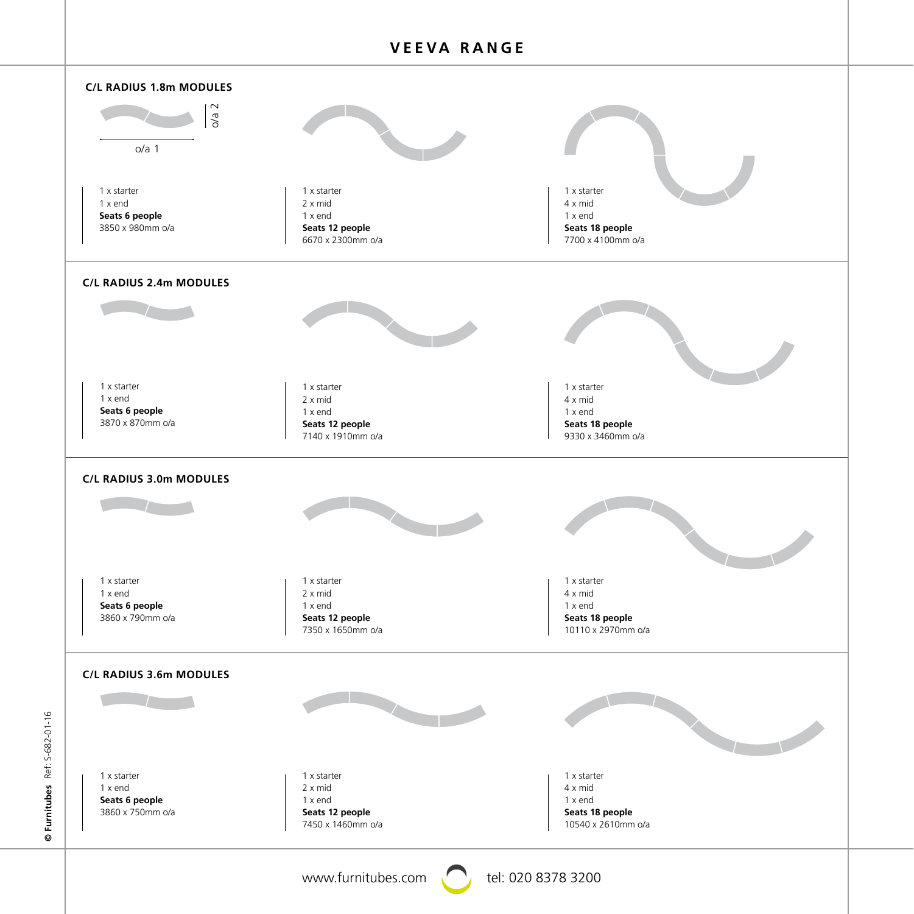# VEEVA RANGE

## C/L RADIUS 1.8m MODULES

o/a 2

o/a 1

1 x starter
1 x end
**Seats 6 people**
3850 x 980mm o/a

1 x starter
2 x mid
1 x end
**Seats 12 people**
6670 x 2300mm o/a

1 x starter
4 x mid
1 x end
**Seats 18 people**
7700 x 4100mm o/a

## C/L RADIUS 2.4m MODULES

1 x starter
1 x end
**Seats 6 people**
3870 x 870mm o/a

1 x starter
2 x mid
1 x end
**Seats 12 people**
7140 x 1910mm o/a

1 x starter
4 x mid
1 x end
**Seats 18 people**
9330 x 3460mm o/a

## C/L RADIUS 3.0m MODULES

1 x starter
1 x end
**Seats 6 people**
3860 x 790mm o/a

1 x starter
2 x mid
1 x end
**Seats 12 people**
7350 x 1650mm o/a

1 x starter
4 x mid
1 x end
**Seats 18 people**
10110 x 2970mm o/a

## C/L RADIUS 3.6m MODULES

1 x starter
1 x end
**Seats 6 people**
3860 x 750mm o/a

1 x starter
2 x mid
1 x end
**Seats 12 people**
7450 x 1460mm o/a

1 x starter
4 x mid
1 x end
**Seats 18 people**
10540 x 2610mm o/a

**© Furnitubes** Ref: S-682-01-16

www.furnitubes.com tel: 020 8378 3200